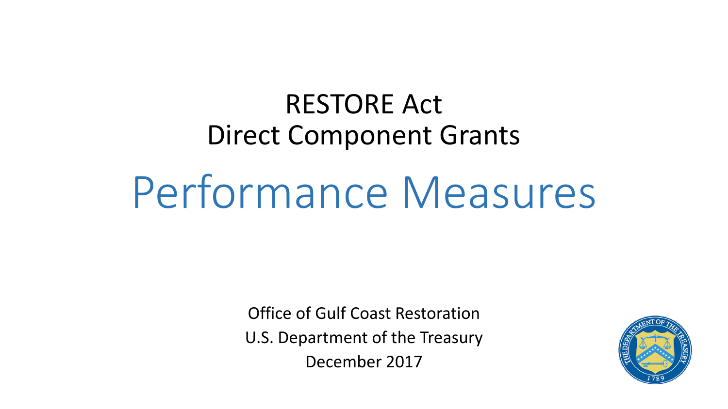# RESTORE Act
# Direct Component Grants

# Performance Measures

Office of Gulf Coast Restoration

U.S. Department of the Treasury

December 2017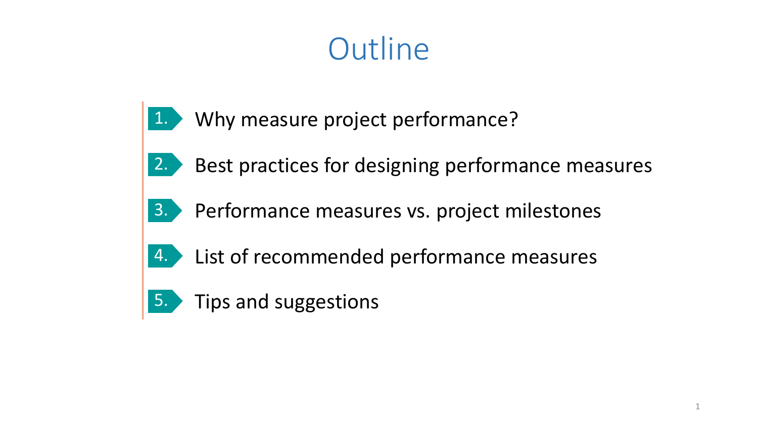# Outline

1. Why measure project performance?
2. Best practices for designing performance measures
3. Performance measures vs. project milestones
4. List of recommended performance measures
5. Tips and suggestions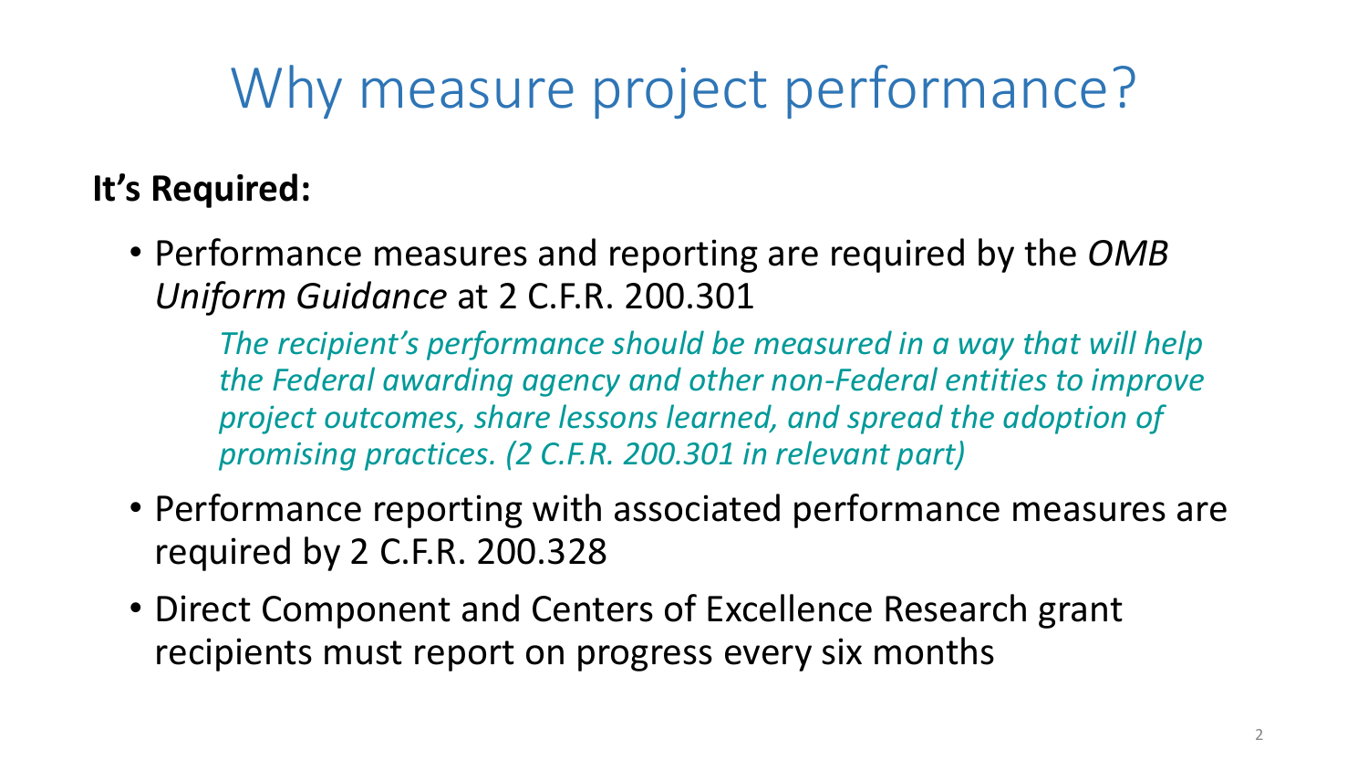# Why measure project performance?

**It's Required:**

- Performance measures and reporting are required by the *OMB Uniform Guidance* at 2 C.F.R. 200.301

  *The recipient's performance should be measured in a way that will help the Federal awarding agency and other non-Federal entities to improve project outcomes, share lessons learned, and spread the adoption of promising practices. (2 C.F.R. 200.301 in relevant part)*

- Performance reporting with associated performance measures are required by 2 C.F.R. 200.328
- Direct Component and Centers of Excellence Research grant recipients must report on progress every six months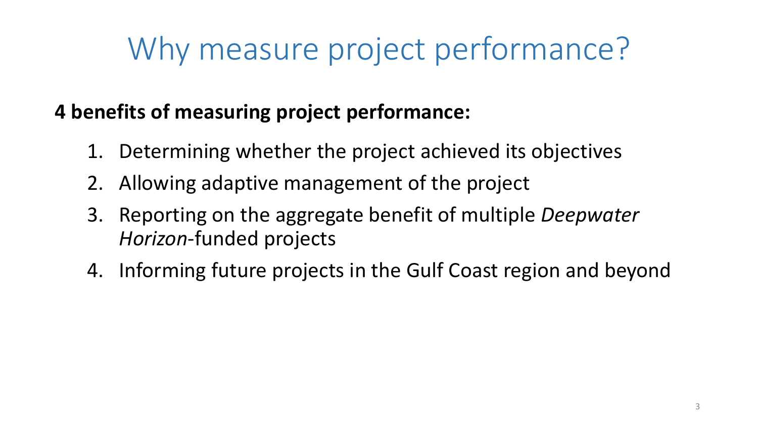# Why measure project performance?

**4 benefits of measuring project performance:**

1. Determining whether the project achieved its objectives
2. Allowing adaptive management of the project
3. Reporting on the aggregate benefit of multiple *Deepwater Horizon*-funded projects
4. Informing future projects in the Gulf Coast region and beyond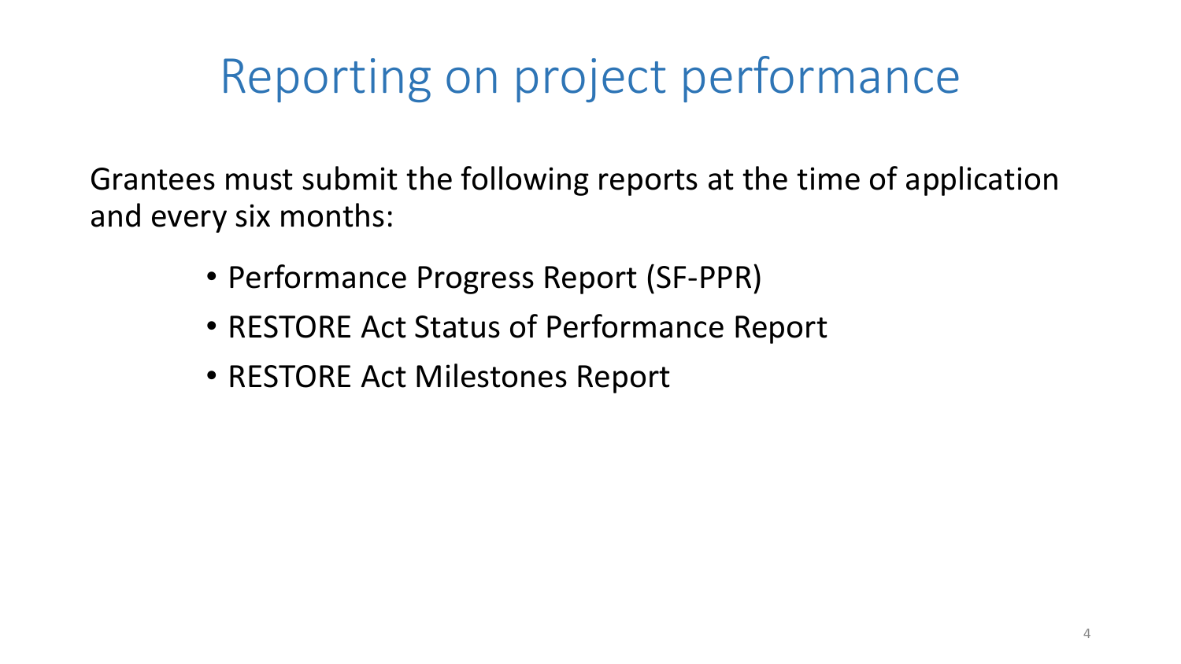# Reporting on project performance

Grantees must submit the following reports at the time of application and every six months:

- Performance Progress Report (SF-PPR)
- RESTORE Act Status of Performance Report
- RESTORE Act Milestones Report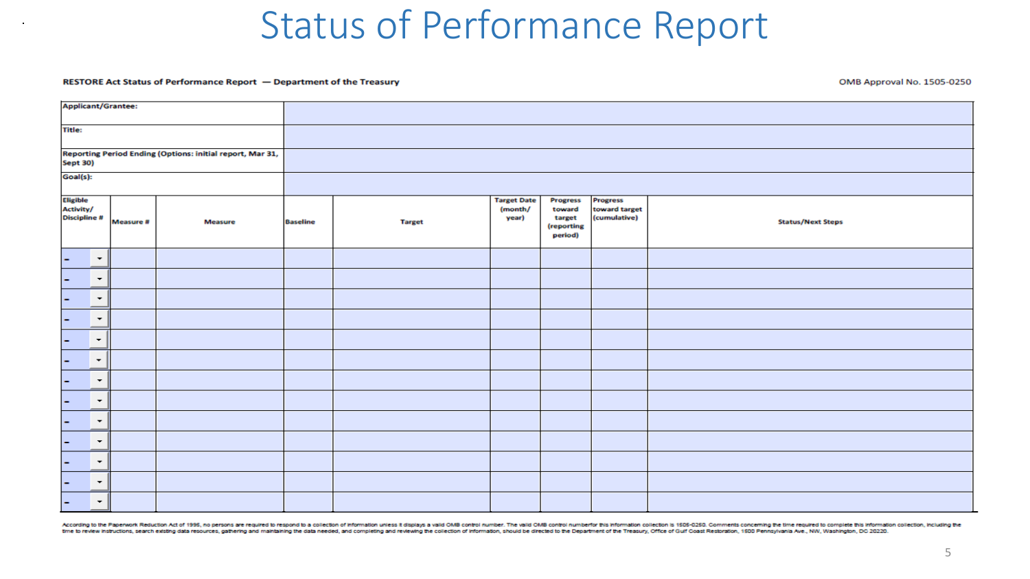# Status of Performance Report

**RESTORE Act Status of Performance Report — Department of the Treasury**

OMB Approval No. 1505-0250

| | |
|---|---|
| **Applicant/Grantee:** | |
| **Title:** | |
| **Reporting Period Ending (Options: initial report, Mar 31, Sept 30)** | |
| **Goal(s):** | |

| Eligible Activity/ Discipline # | Measure # | Measure | Baseline | Target | Target Date (month/ year) | Progress toward target (reporting period) | Progress toward target (cumulative) | Status/Next Steps |
|---|---|---|---|---|---|---|---|---|
| - | | | | | | | | |
| - | | | | | | | | |
| - | | | | | | | | |
| - | | | | | | | | |
| - | | | | | | | | |
| - | | | | | | | | |
| - | | | | | | | | |
| - | | | | | | | | |
| - | | | | | | | | |
| - | | | | | | | | |
| - | | | | | | | | |
| - | | | | | | | | |
| - | | | | | | | | |

According to the Paperwork Reduction Act of 1995, no persons are required to respond to a collection of information unless it displays a valid OMB control number. The valid OMB control numberfor this information collection is 1505-0250. Comments concerning the time required to complete this information collection, including the time to review instructions, search existing data resources, gathering and maintaining the data needed, and completing and reviewing the collection of information, should be directed to the Department of the Treasury, Office of Gulf Coast Restoration, 1500 Pennsylvania Ave., NW, Washington, DC 20220.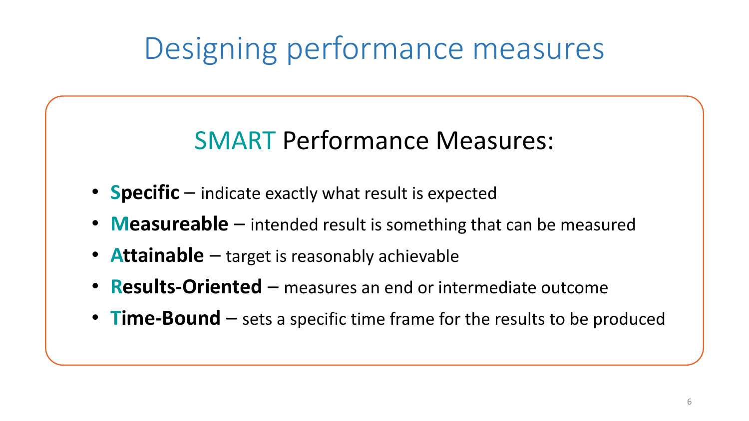# Designing performance measures

## SMART Performance Measures:

- **Specific** – indicate exactly what result is expected
- **Measureable** – intended result is something that can be measured
- **Attainable** – target is reasonably achievable
- **Results-Oriented** – measures an end or intermediate outcome
- **Time-Bound** – sets a specific time frame for the results to be produced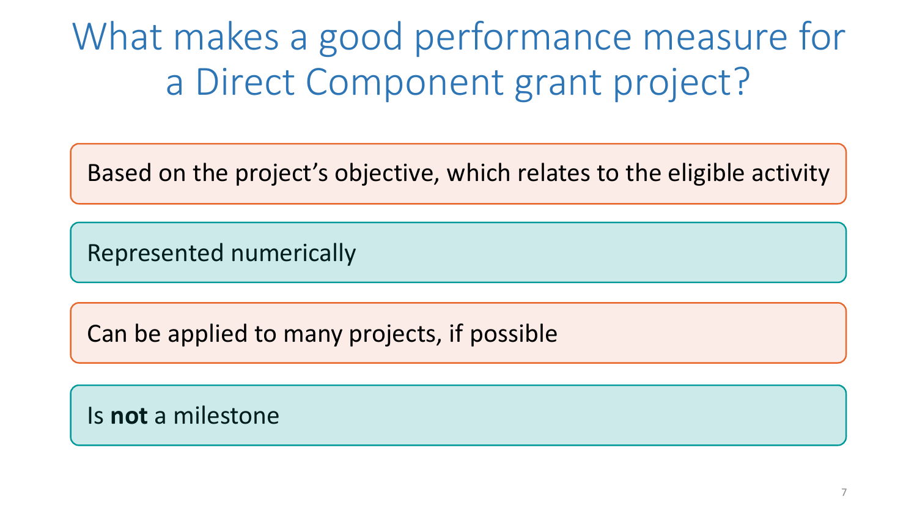# What makes a good performance measure for a Direct Component grant project?

- Based on the project's objective, which relates to the eligible activity
- Represented numerically
- Can be applied to many projects, if possible
- Is **not** a milestone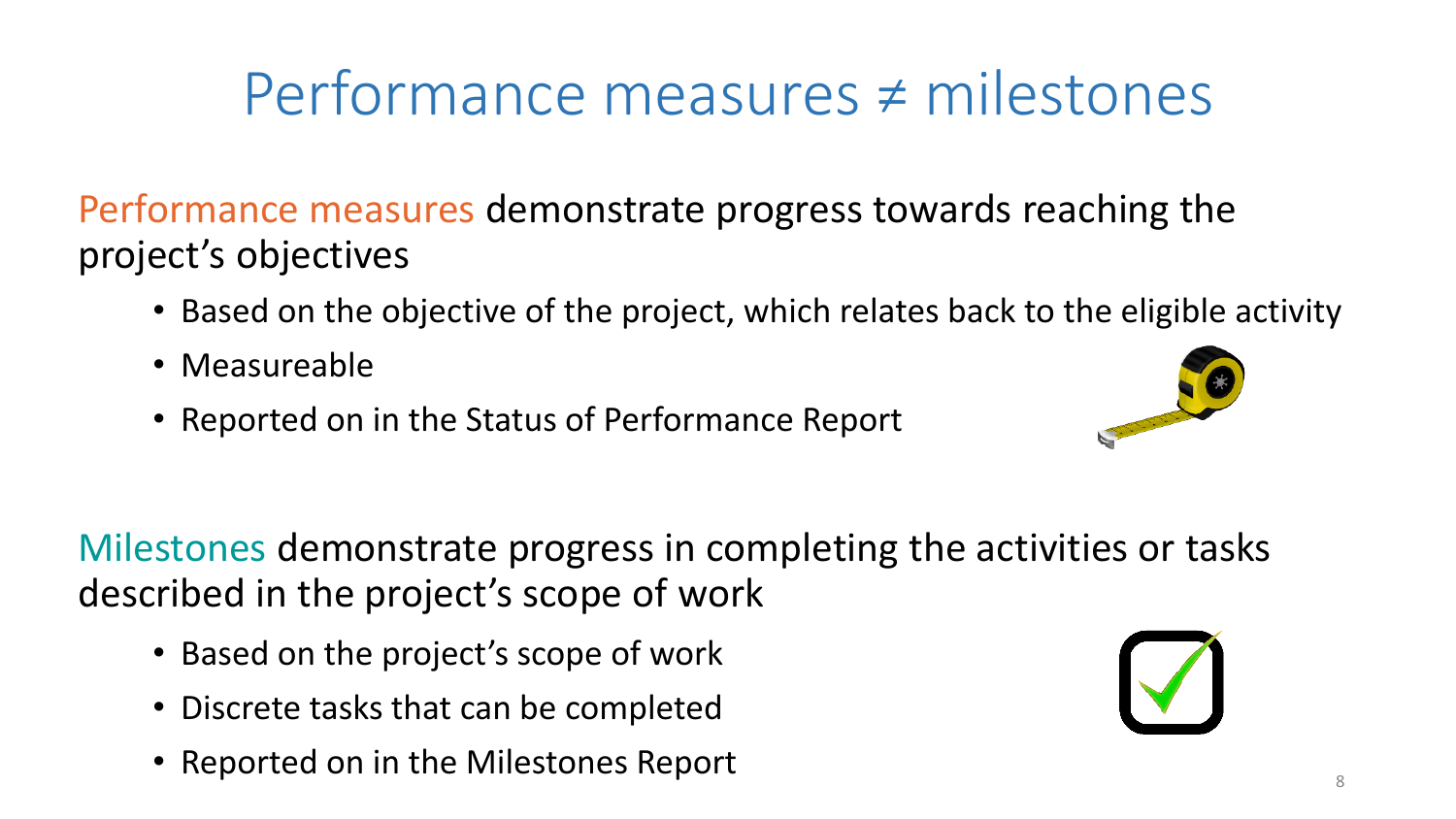# Performance measures ≠ milestones

Performance measures demonstrate progress towards reaching the project's objectives

- Based on the objective of the project, which relates back to the eligible activity
- Measureable
- Reported on in the Status of Performance Report

Milestones demonstrate progress in completing the activities or tasks described in the project's scope of work

- Based on the project's scope of work
- Discrete tasks that can be completed
- Reported on in the Milestones Report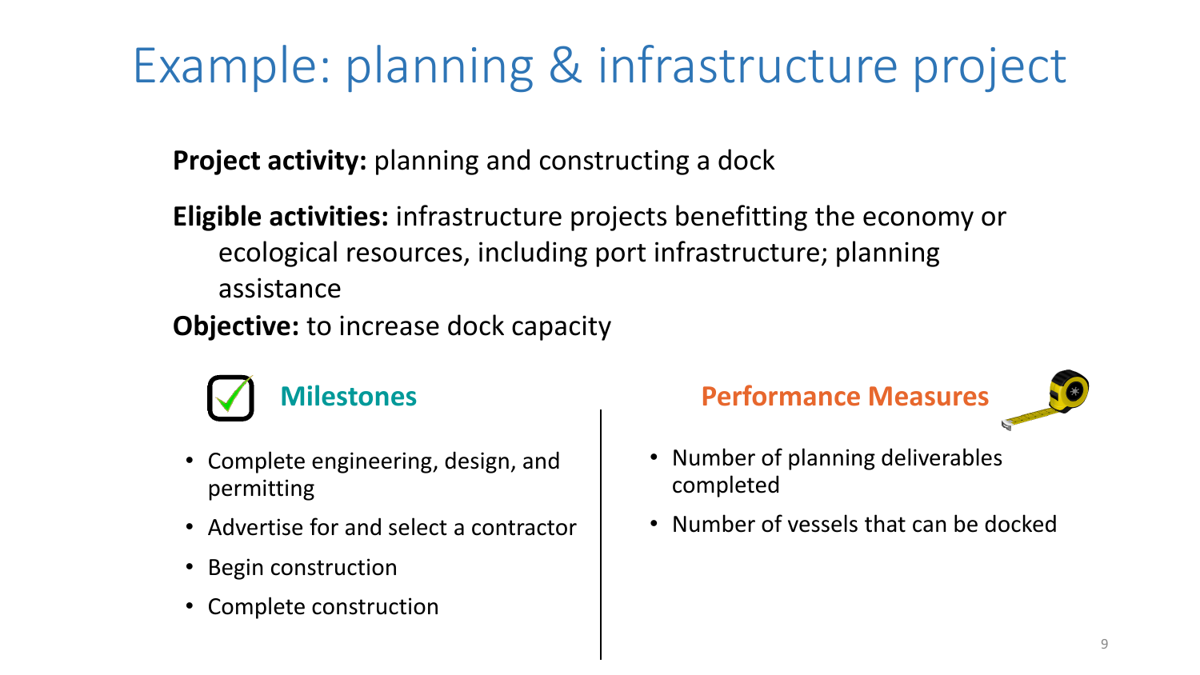# Example: planning & infrastructure project

**Project activity:** planning and constructing a dock

**Eligible activities:** infrastructure projects benefitting the economy or ecological resources, including port infrastructure; planning assistance

**Objective:** to increase dock capacity

## Milestones

- Complete engineering, design, and permitting
- Advertise for and select a contractor
- Begin construction
- Complete construction

## Performance Measures

- Number of planning deliverables completed
- Number of vessels that can be docked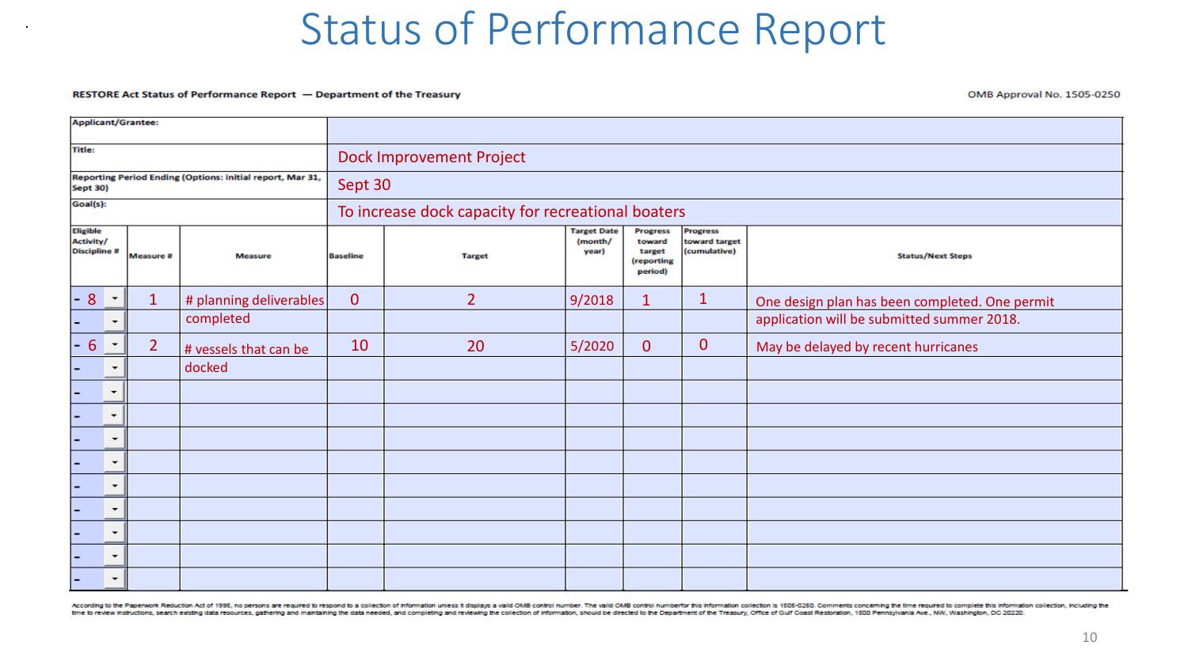# Status of Performance Report

**RESTORE Act Status of Performance Report — Department of the Treasury**

OMB Approval No. 1505-0250

| | |
|---|---|
| **Applicant/Grantee:** | |
| **Title:** | Dock Improvement Project |
| **Reporting Period Ending (Options: initial report, Mar 31, Sept 30)** | Sept 30 |
| **Goal(s):** | To increase dock capacity for recreational boaters |

| Eligible Activity/ Discipline # | Measure # | Measure | Baseline | Target | Target Date (month/ year) | Progress toward target (reporting period) | Progress toward target (cumulative) | Status/Next Steps |
|---|---|---|---|---|---|---|---|---|
| 8 | 1 | # planning deliverables completed | 0 | 2 | 9/2018 | 1 | 1 | One design plan has been completed. One permit application will be submitted summer 2018. |
| 6 | 2 | # vessels that can be docked | 10 | 20 | 5/2020 | 0 | 0 | May be delayed by recent hurricanes |
| | | | | | | | | |
| | | | | | | | | |
| | | | | | | | | |
| | | | | | | | | |
| | | | | | | | | |
| | | | | | | | | |
| | | | | | | | | |
| | | | | | | | | |

According to the Paperwork Reduction Act of 1995, no persons are required to respond to a collection of information unless it displays a valid OMB control number. The valid OMB control number for this information collection is 1505-0250. Comments concerning the time required to complete this information collection, including the time to review instructions, search existing data resources, gathering and maintaining the data needed, and completing and reviewing the collection of information, should be directed to the Department of the Treasury, Office of Gulf Coast Restoration, 1500 Pennsylvania Ave., NW, Washington, DC 20220.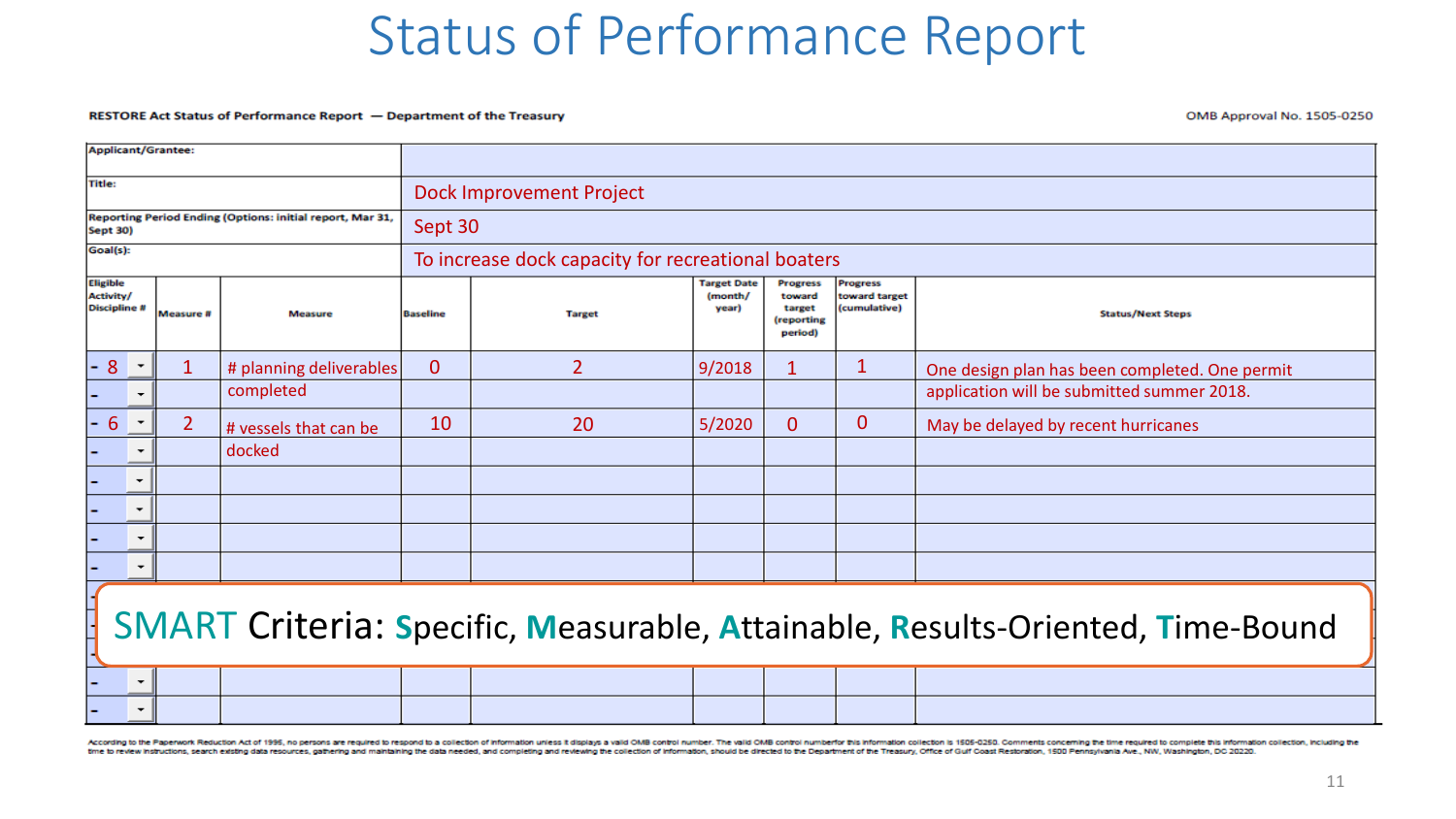# Status of Performance Report

**RESTORE Act Status of Performance Report — Department of the Treasury**

OMB Approval No. 1505-0250

| | |
|---|---|
| Applicant/Grantee: | |
| Title: | Dock Improvement Project |
| Reporting Period Ending (Options: initial report, Mar 31, Sept 30) | Sept 30 |
| Goal(s): | To increase dock capacity for recreational boaters |

| Eligible Activity/ Discipline # | Measure # | Measure | Baseline | Target | Target Date (month/ year) | Progress toward target (reporting period) | Progress toward target (cumulative) | Status/Next Steps |
|---|---|---|---|---|---|---|---|---|
| 8 | 1 | # planning deliverables completed | 0 | 2 | 9/2018 | 1 | 1 | One design plan has been completed. One permit application will be submitted summer 2018. |
| 6 | 2 | # vessels that can be docked | 10 | 20 | 5/2020 | 0 | 0 | May be delayed by recent hurricanes |

SMART Criteria: **S**pecific, **M**easurable, **A**ttainable, **R**esults-Oriented, **T**ime-Bound

According to the Paperwork Reduction Act of 1995, no persons are required to respond to a collection of information unless it displays a valid OMB control number. The valid OMB control number for this information collection is 1505-0250. Comments concerning the time required to complete this information collection, including the time to review instructions, search existing data resources, gathering and maintaining the data needed, and completing and reviewing the collection of information, should be directed to the Department of the Treasury, Office of Gulf Coast Restoration, 1500 Pennsylvania Ave., NW, Washington, DC 20220.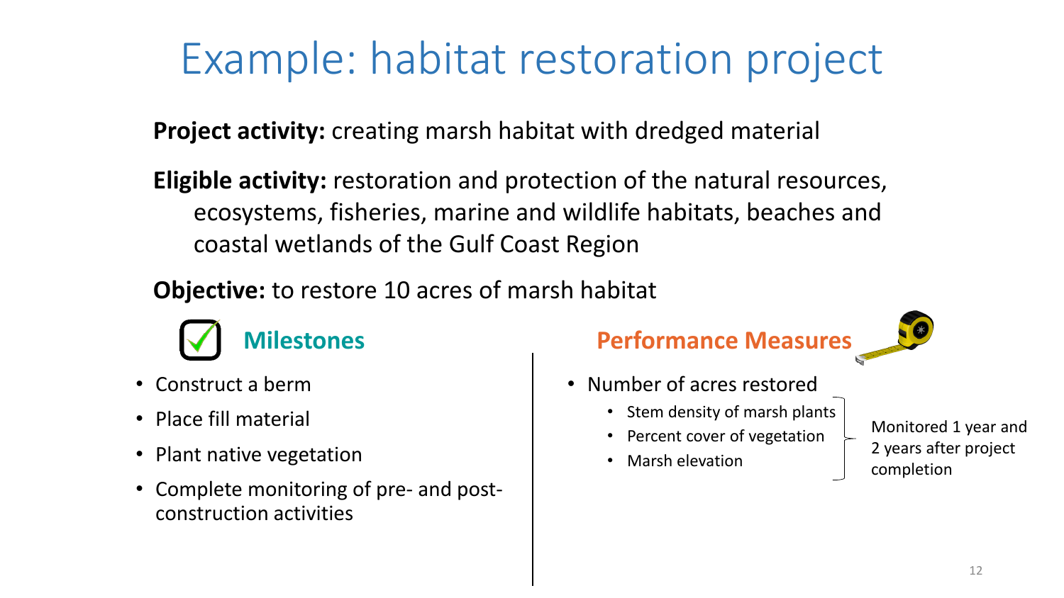# Example: habitat restoration project

**Project activity:** creating marsh habitat with dredged material

**Eligible activity:** restoration and protection of the natural resources, ecosystems, fisheries, marine and wildlife habitats, beaches and coastal wetlands of the Gulf Coast Region

**Objective:** to restore 10 acres of marsh habitat

## Milestones

- Construct a berm
- Place fill material
- Plant native vegetation
- Complete monitoring of pre- and post-construction activities

## Performance Measures

- Number of acres restored
  - Stem density of marsh plants
  - Percent cover of vegetation
  - Marsh elevation

Monitored 1 year and 2 years after project completion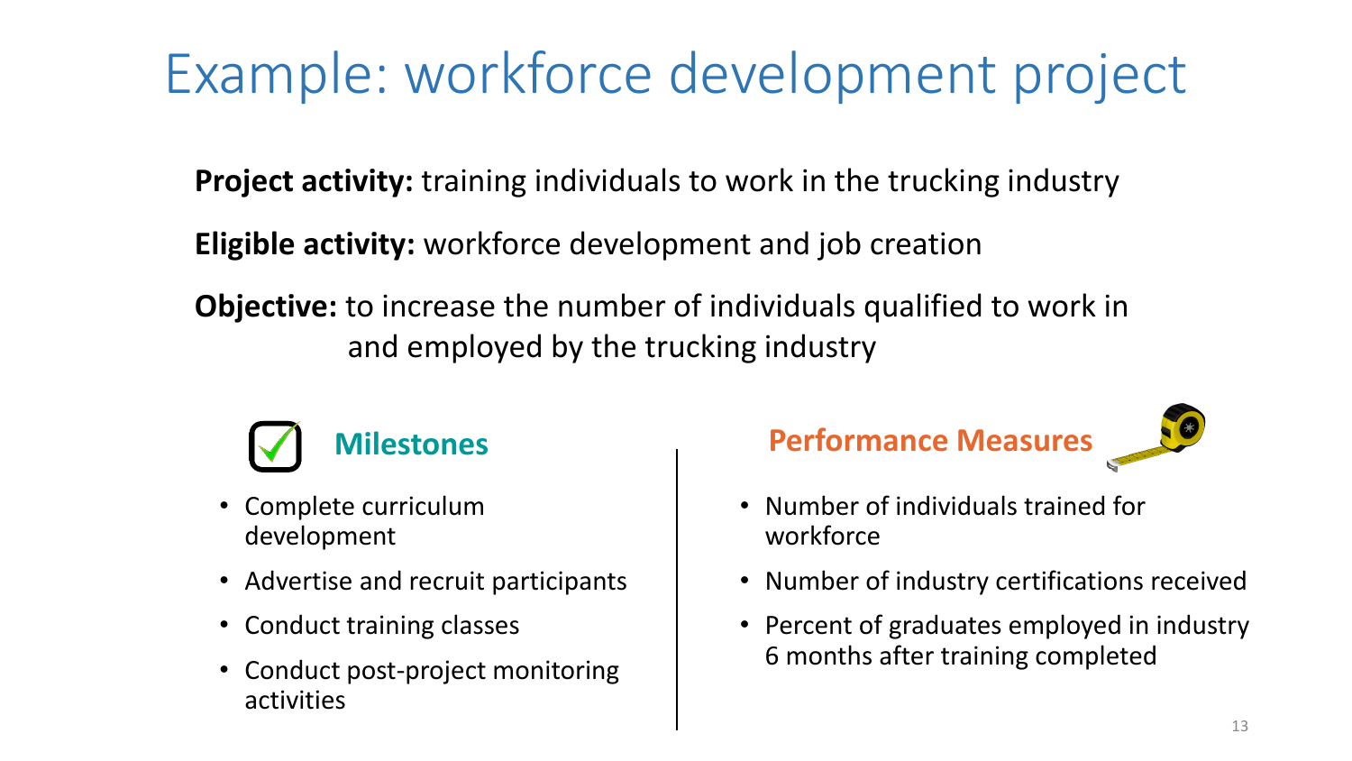# Example: workforce development project

**Project activity:** training individuals to work in the trucking industry

**Eligible activity:** workforce development and job creation

**Objective:** to increase the number of individuals qualified to work in and employed by the trucking industry

### Milestones

- Complete curriculum development
- Advertise and recruit participants
- Conduct training classes
- Conduct post-project monitoring activities

### Performance Measures

- Number of individuals trained for workforce
- Number of industry certifications received
- Percent of graduates employed in industry 6 months after training completed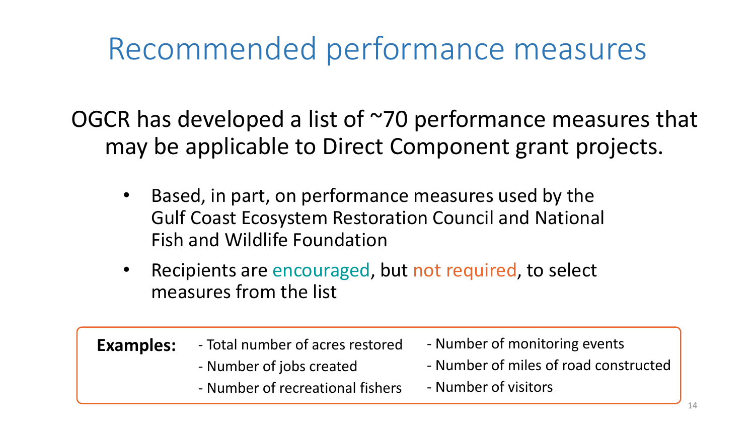# Recommended performance measures

OGCR has developed a list of ~70 performance measures that may be applicable to Direct Component grant projects.

- Based, in part, on performance measures used by the Gulf Coast Ecosystem Restoration Council and National Fish and Wildlife Foundation
- Recipients are encouraged, but not required, to select measures from the list

**Examples:**

- Total number of acres restored
- Number of jobs created
- Number of recreational fishers
- Number of monitoring events
- Number of miles of road constructed
- Number of visitors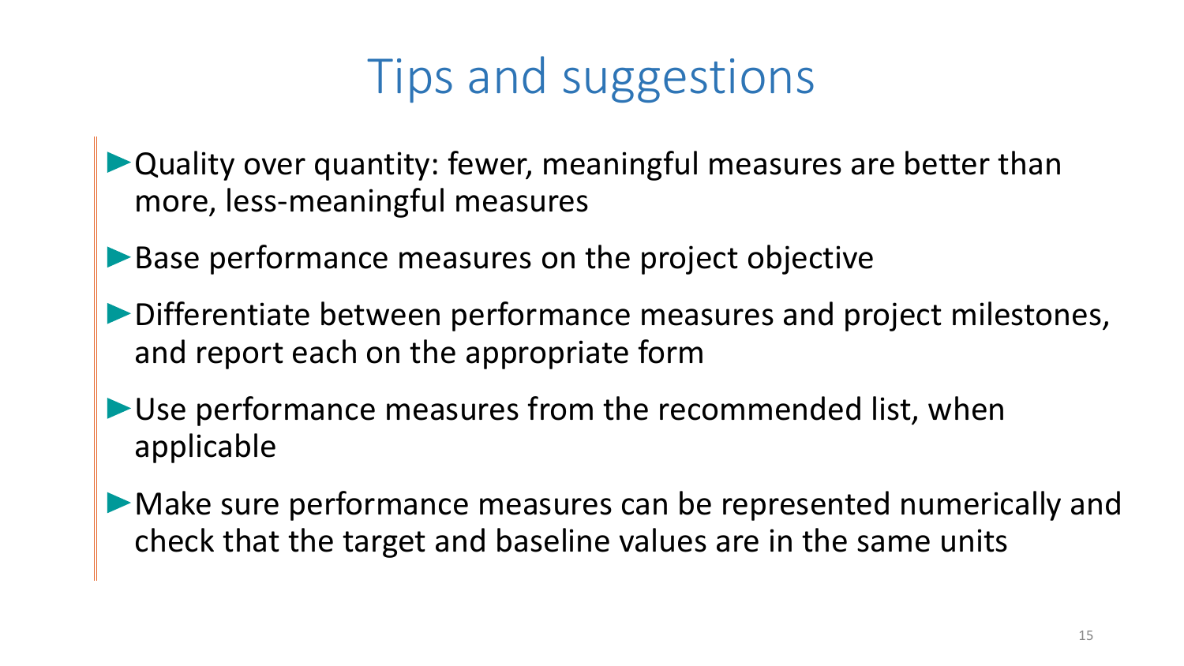# Tips and suggestions

- Quality over quantity: fewer, meaningful measures are better than more, less-meaningful measures
- Base performance measures on the project objective
- Differentiate between performance measures and project milestones, and report each on the appropriate form
- Use performance measures from the recommended list, when applicable
- Make sure performance measures can be represented numerically and check that the target and baseline values are in the same units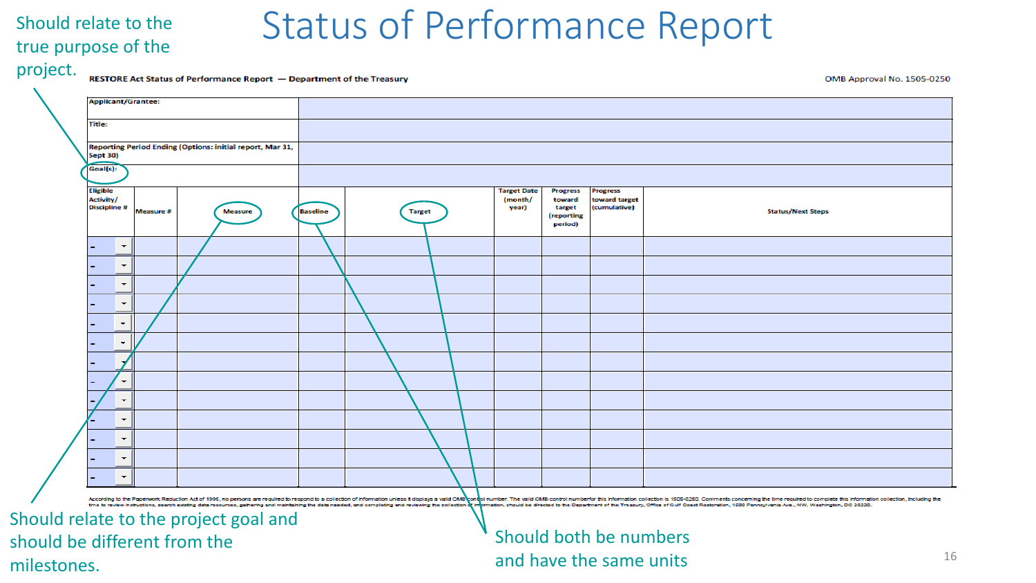# Status of Performance Report

Should relate to the true purpose of the project.

**RESTORE Act Status of Performance Report — Department of the Treasury**

OMB Approval No. 1505-0250

| | |
|---|---|
| **Applicant/Grantee:** | |
| **Title:** | |
| **Reporting Period Ending (Options: Initial report, Mar 31, Sept 30)** | |
| **Goal(s):** | |

| Eligible Activity/ Discipline # | Measure # | Measure | Baseline | Target | Target Date (month/ year) | Progress toward target (reporting period) | Progress toward target (cumulative) | Status/Next Steps |
|---|---|---|---|---|---|---|---|---|
| - | | | | | | | | |
| - | | | | | | | | |
| - | | | | | | | | |
| - | | | | | | | | |
| - | | | | | | | | |
| - | | | | | | | | |
| - | | | | | | | | |
| - | | | | | | | | |
| - | | | | | | | | |
| - | | | | | | | | |
| - | | | | | | | | |
| - | | | | | | | | |
| - | | | | | | | | |

According to the Paperwork Reduction Act of 1995, no persons are required to respond to a collection of information unless it displays a valid OMB control number. The valid OMB control number for this information collection is 1505-0250. Comments concerning the time required to complete this information collection, including the time to review instructions, search existing data resources, gathering and maintaining the data needed, and completing and reviewing the collection of information, should be directed to the Department of the Treasury, Office of Gulf Coast Restoration, 1500 Pennsylvania Ave., NW, Washington, DC 20220.

Should relate to the project goal and should be different from the milestones.

Should both be numbers and have the same units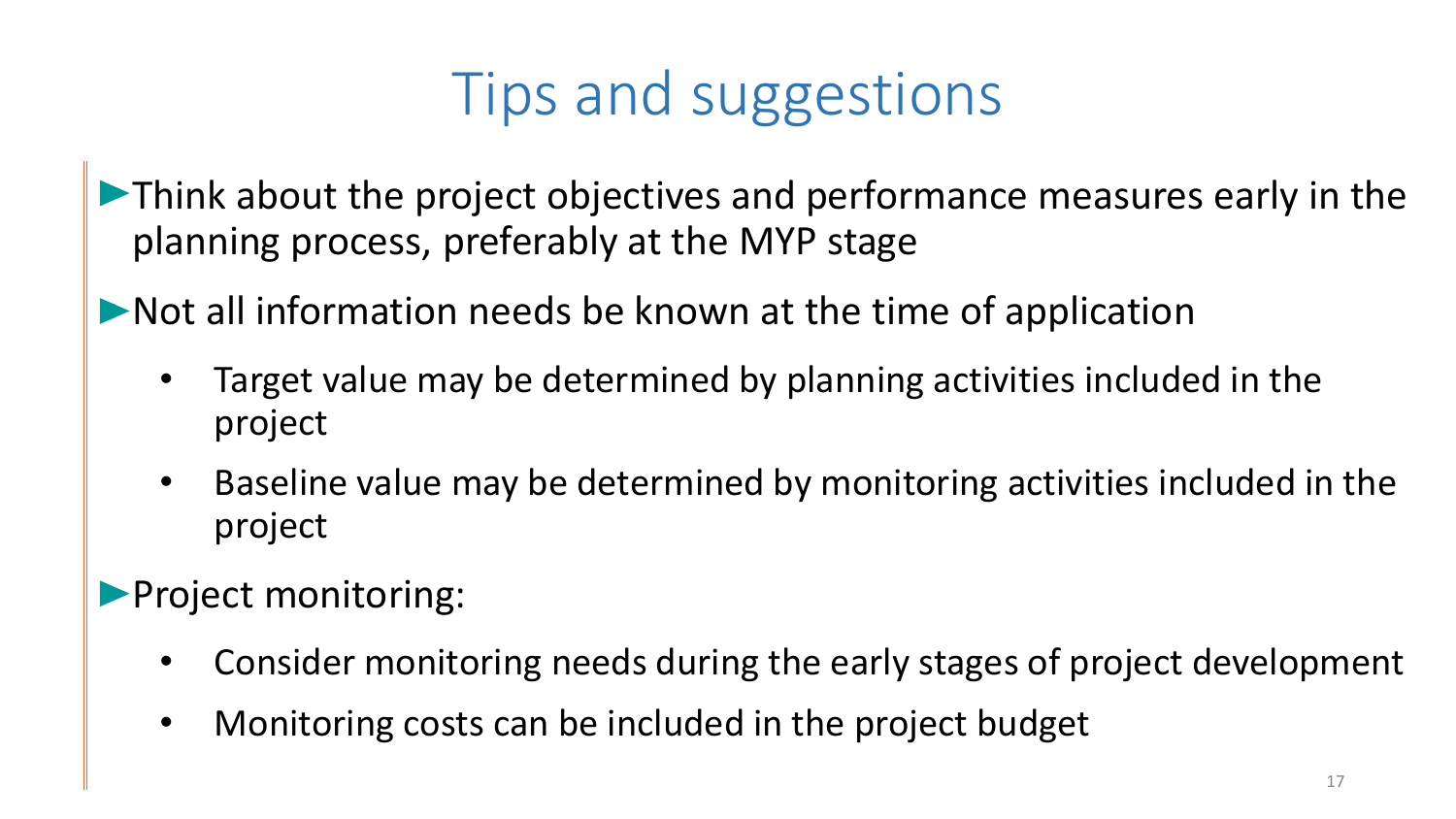# Tips and suggestions

- Think about the project objectives and performance measures early in the planning process, preferably at the MYP stage
- Not all information needs be known at the time of application
  - Target value may be determined by planning activities included in the project
  - Baseline value may be determined by monitoring activities included in the project
- Project monitoring:
  - Consider monitoring needs during the early stages of project development
  - Monitoring costs can be included in the project budget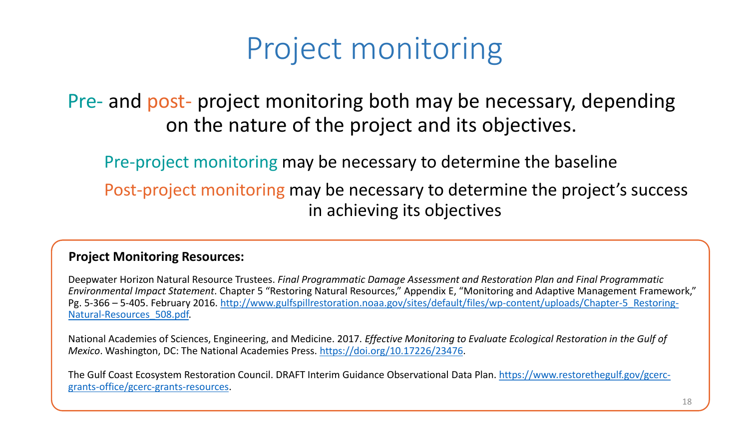# Project monitoring

Pre- and post- project monitoring both may be necessary, depending on the nature of the project and its objectives.

Pre-project monitoring may be necessary to determine the baseline

Post-project monitoring may be necessary to determine the project's success in achieving its objectives

**Project Monitoring Resources:**

Deepwater Horizon Natural Resource Trustees. *Final Programmatic Damage Assessment and Restoration Plan and Final Programmatic Environmental Impact Statement*. Chapter 5 "Restoring Natural Resources," Appendix E, "Monitoring and Adaptive Management Framework," Pg. 5-366 – 5-405. February 2016. http://www.gulfspillrestoration.noaa.gov/sites/default/files/wp-content/uploads/Chapter-5_Restoring-Natural-Resources_508.pdf.

National Academies of Sciences, Engineering, and Medicine. 2017. *Effective Monitoring to Evaluate Ecological Restoration in the Gulf of Mexico*. Washington, DC: The National Academies Press. https://doi.org/10.17226/23476.

The Gulf Coast Ecosystem Restoration Council. DRAFT Interim Guidance Observational Data Plan. https://www.restorethegulf.gov/gcerc-grants-office/gcerc-grants-resources.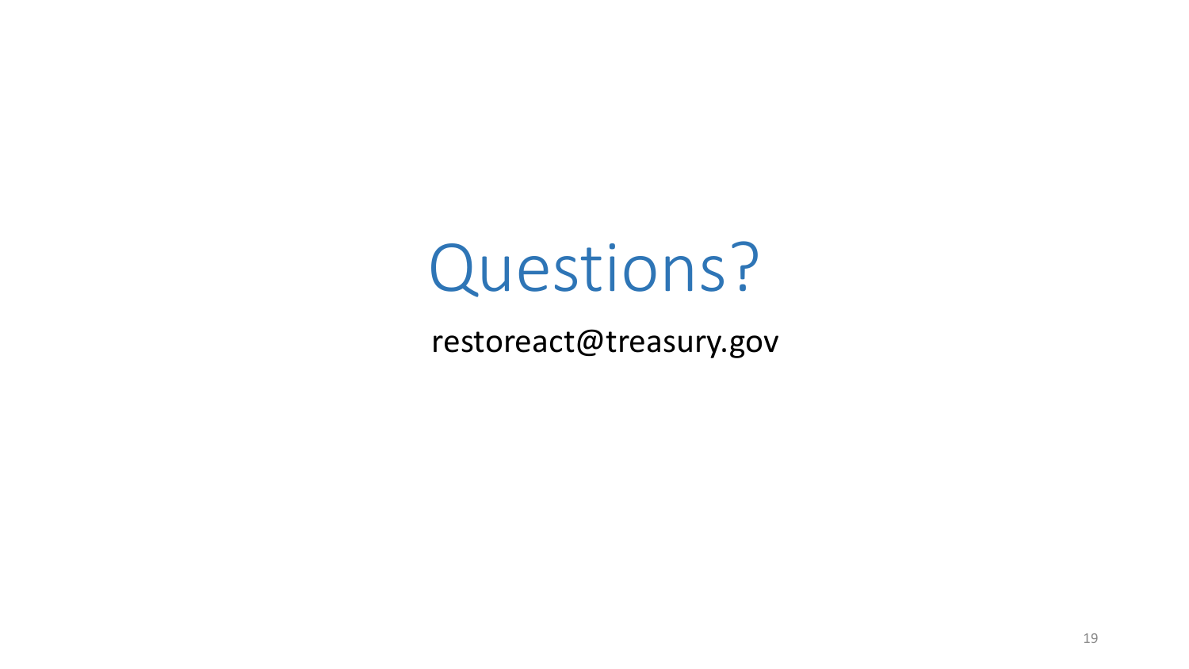# Questions?

restoreact@treasury.gov